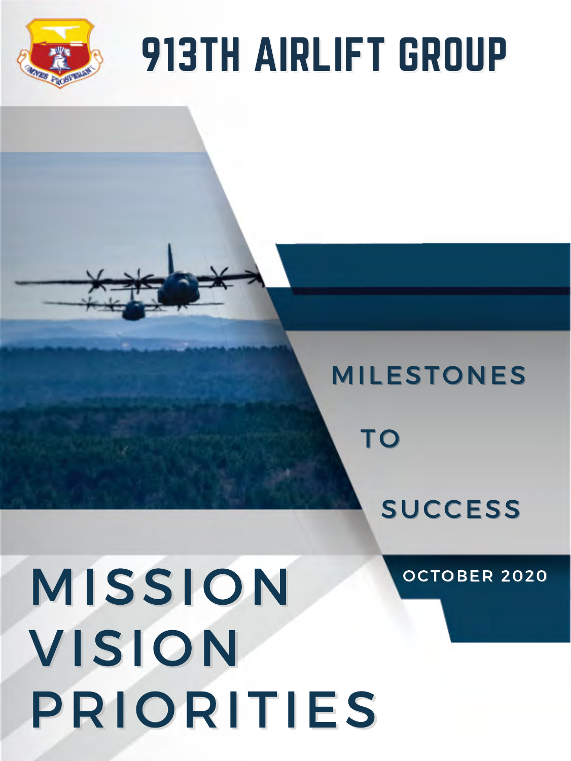# 913TH AIRLIFT GROUP

## MILESTONES TO SUCCESS

OCTOBER 2020

# MISSION VISION PRIORITIES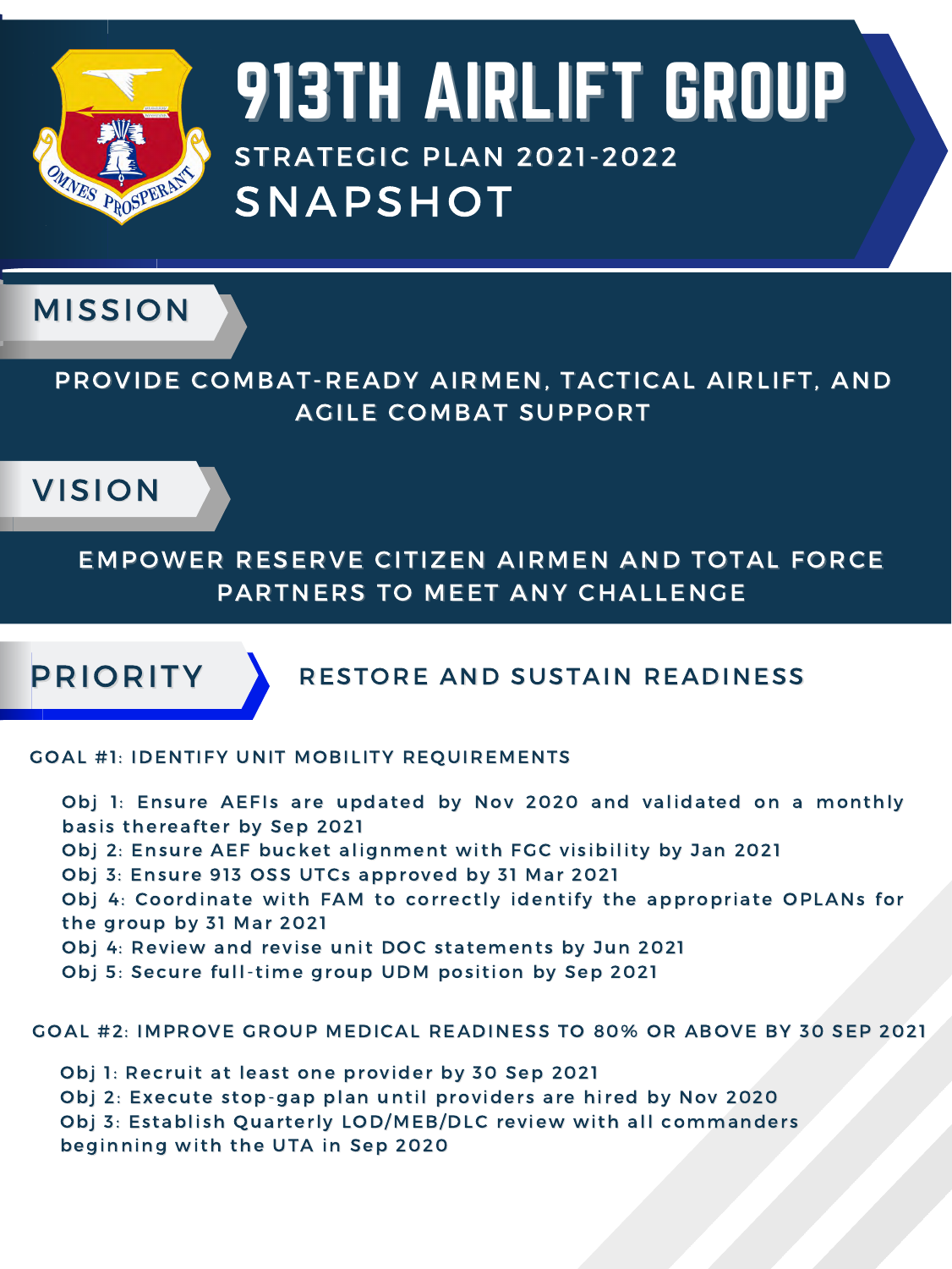# 913TH AIRLIFT GROUP

## STRATEGIC PLAN 2021-2022

## SNAPSHOT

## MISSION

PROVIDE COMBAT-READY AIRMEN, TACTICAL AIRLIFT, AND AGILE COMBAT SUPPORT

## VISION

EMPOWER RESERVE CITIZEN AIRMEN AND TOTAL FORCE PARTNERS TO MEET ANY CHALLENGE

## PRIORITY

RESTORE AND SUSTAIN READINESS

### GOAL #1: IDENTIFY UNIT MOBILITY REQUIREMENTS

- Obj 1: Ensure AEFIs are updated by Nov 2020 and validated on a monthly basis thereafter by Sep 2021
- Obj 2: Ensure AEF bucket alignment with FGC visibility by Jan 2021
- Obj 3: Ensure 913 OSS UTCs approved by 31 Mar 2021
- Obj 4: Coordinate with FAM to correctly identify the appropriate OPLANs for the group by 31 Mar 2021
- Obj 4: Review and revise unit DOC statements by Jun 2021
- Obj 5: Secure full-time group UDM position by Sep 2021

### GOAL #2: IMPROVE GROUP MEDICAL READINESS TO 80% OR ABOVE BY 30 SEP 2021

- Obj 1: Recruit at least one provider by 30 Sep 2021
- Obj 2: Execute stop-gap plan until providers are hired by Nov 2020
- Obj 3: Establish Quarterly LOD/MEB/DLC review with all commanders beginning with the UTA in Sep 2020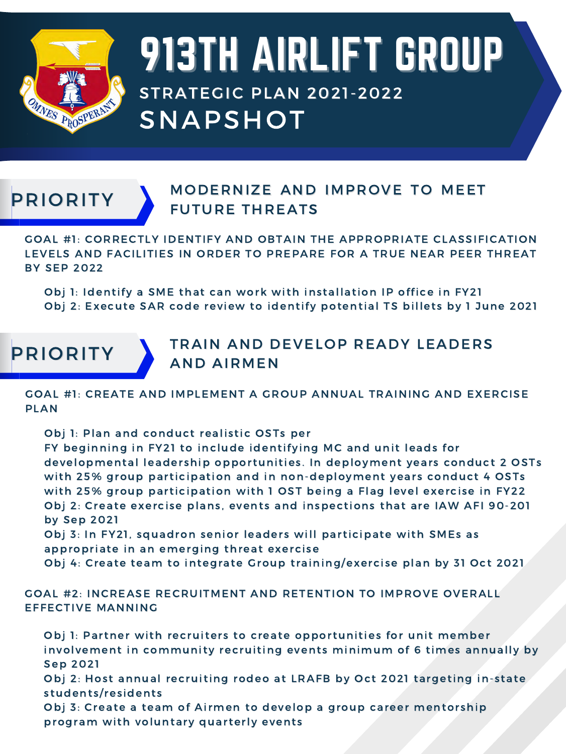# 913TH AIRLIFT GROUP

## STRATEGIC PLAN 2021-2022

## SNAPSHOT

## PRIORITY: MODERNIZE AND IMPROVE TO MEET FUTURE THREATS

### GOAL #1: CORRECTLY IDENTIFY AND OBTAIN THE APPROPRIATE CLASSIFICATION LEVELS AND FACILITIES IN ORDER TO PREPARE FOR A TRUE NEAR PEER THREAT BY SEP 2022

Obj 1: Identify a SME that can work with installation IP office in FY21
Obj 2: Execute SAR code review to identify potential TS billets by 1 June 2021

## PRIORITY: TRAIN AND DEVELOP READY LEADERS AND AIRMEN

### GOAL #1: CREATE AND IMPLEMENT A GROUP ANNUAL TRAINING AND EXERCISE PLAN

Obj 1: Plan and conduct realistic OSTs per FY beginning in FY21 to include identifying MC and unit leads for developmental leadership opportunities. In deployment years conduct 2 OSTs with 25% group participation and in non-deployment years conduct 4 OSTs with 25% group participation with 1 OST being a Flag level exercise in FY22
Obj 2: Create exercise plans, events and inspections that are IAW AFI 90-201 by Sep 2021
Obj 3: In FY21, squadron senior leaders will participate with SMEs as appropriate in an emerging threat exercise
Obj 4: Create team to integrate Group training/exercise plan by 31 Oct 2021

### GOAL #2: INCREASE RECRUITMENT AND RETENTION TO IMPROVE OVERALL EFFECTIVE MANNING

Obj 1: Partner with recruiters to create opportunities for unit member involvement in community recruiting events minimum of 6 times annually by Sep 2021
Obj 2: Host annual recruiting rodeo at LRAFB by Oct 2021 targeting in-state students/residents
Obj 3: Create a team of Airmen to develop a group career mentorship program with voluntary quarterly events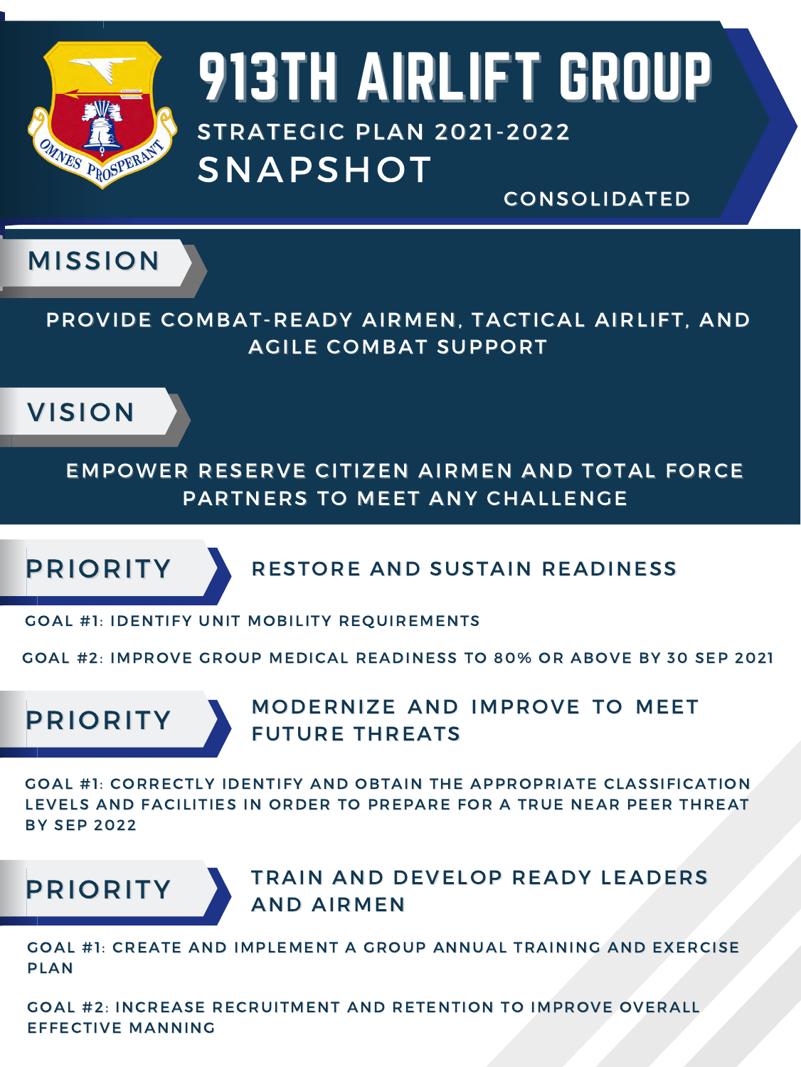# 913TH AIRLIFT GROUP

STRATEGIC PLAN 2021-2022

## SNAPSHOT

CONSOLIDATED

## MISSION

PROVIDE COMBAT-READY AIRMEN, TACTICAL AIRLIFT, AND AGILE COMBAT SUPPORT

## VISION

EMPOWER RESERVE CITIZEN AIRMEN AND TOTAL FORCE PARTNERS TO MEET ANY CHALLENGE

## PRIORITY: RESTORE AND SUSTAIN READINESS

GOAL #1: IDENTIFY UNIT MOBILITY REQUIREMENTS

GOAL #2: IMPROVE GROUP MEDICAL READINESS TO 80% OR ABOVE BY 30 SEP 2021

## PRIORITY: MODERNIZE AND IMPROVE TO MEET FUTURE THREATS

GOAL #1: CORRECTLY IDENTIFY AND OBTAIN THE APPROPRIATE CLASSIFICATION LEVELS AND FACILITIES IN ORDER TO PREPARE FOR A TRUE NEAR PEER THREAT BY SEP 2022

## PRIORITY: TRAIN AND DEVELOP READY LEADERS AND AIRMEN

GOAL #1: CREATE AND IMPLEMENT A GROUP ANNUAL TRAINING AND EXERCISE PLAN

GOAL #2: INCREASE RECRUITMENT AND RETENTION TO IMPROVE OVERALL EFFECTIVE MANNING